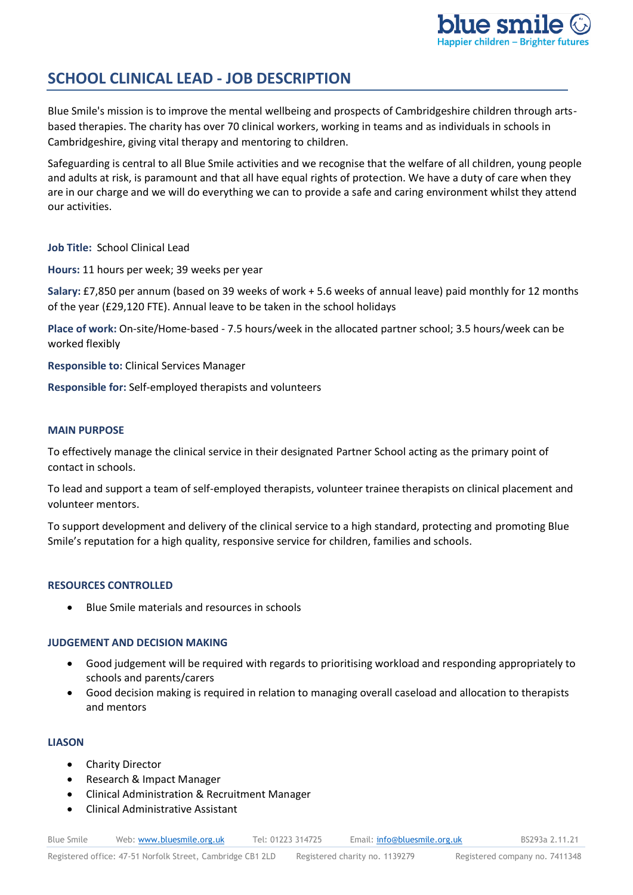# SCHOOL CLINICAL LEAD - JOB DESCRIPTION

Blue Smile's mission is to improve the mental wellbeing and prospects of Cambridgeshire children through arts-based therapies. The charity has over 70 clinical workers, working in teams and as individuals in schools in Cambridgeshire, giving vital therapy and mentoring to children.

Safeguarding is central to all Blue Smile activities and we recognise that the welfare of all children, young people and adults at risk, is paramount and that all have equal rights of protection. We have a duty of care when they are in our charge and we will do everything we can to provide a safe and caring environment whilst they attend our activities.

**Job Title:** School Clinical Lead

**Hours:** 11 hours per week; 39 weeks per year

**Salary:** £7,850 per annum (based on 39 weeks of work + 5.6 weeks of annual leave) paid monthly for 12 months of the year (£29,120 FTE). Annual leave to be taken in the school holidays

**Place of work:** On-site/Home-based - 7.5 hours/week in the allocated partner school; 3.5 hours/week can be worked flexibly

**Responsible to:** Clinical Services Manager

**Responsible for:** Self-employed therapists and volunteers

### MAIN PURPOSE

To effectively manage the clinical service in their designated Partner School acting as the primary point of contact in schools.

To lead and support a team of self-employed therapists, volunteer trainee therapists on clinical placement and volunteer mentors.

To support development and delivery of the clinical service to a high standard, protecting and promoting Blue Smile's reputation for a high quality, responsive service for children, families and schools.

### RESOURCES CONTROLLED

- Blue Smile materials and resources in schools

### JUDGEMENT AND DECISION MAKING

- Good judgement will be required with regards to prioritising workload and responding appropriately to schools and parents/carers
- Good decision making is required in relation to managing overall caseload and allocation to therapists and mentors

### LIASON

- Charity Director
- Research & Impact Manager
- Clinical Administration & Recruitment Manager
- Clinical Administrative Assistant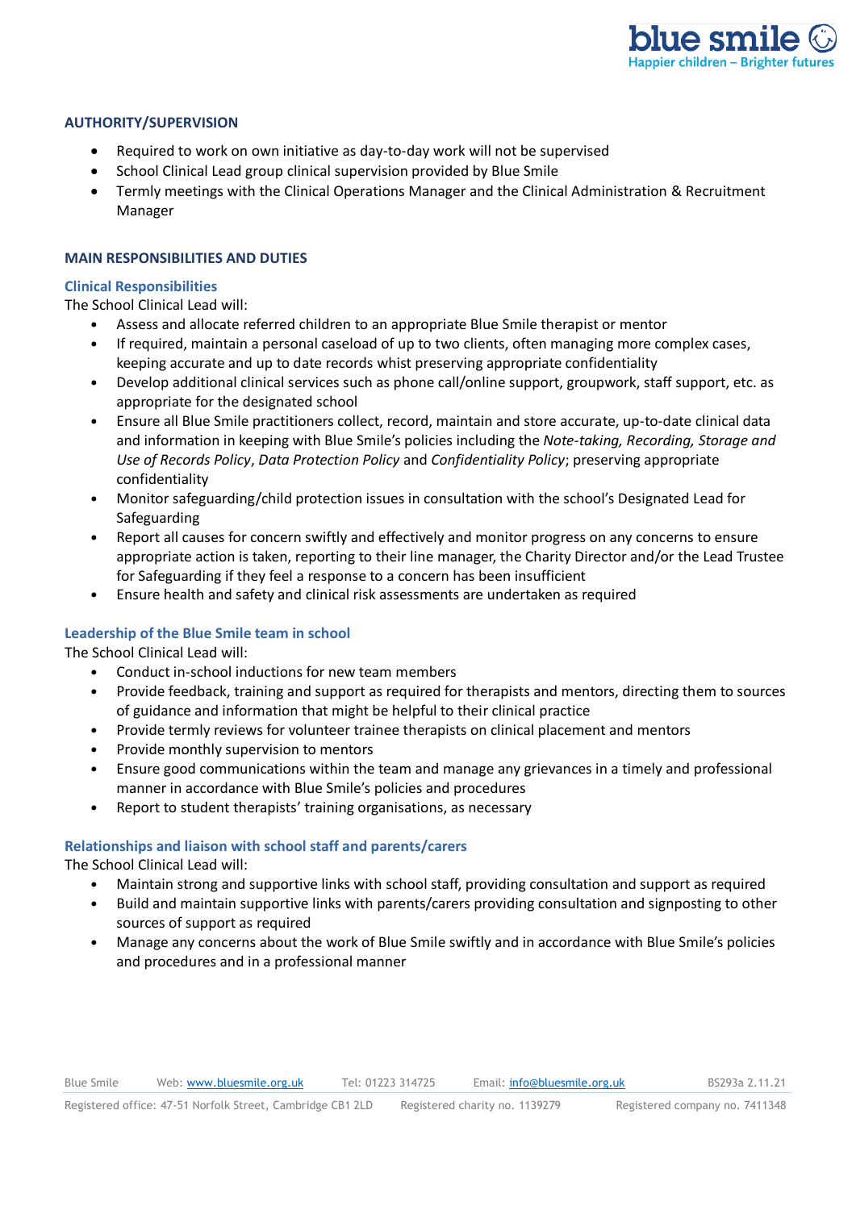**AUTHORITY/SUPERVISION**

- Required to work on own initiative as day-to-day work will not be supervised
- School Clinical Lead group clinical supervision provided by Blue Smile
- Termly meetings with the Clinical Operations Manager and the Clinical Administration & Recruitment Manager

**MAIN RESPONSIBILITIES AND DUTIES**

**Clinical Responsibilities**

The School Clinical Lead will:

- Assess and allocate referred children to an appropriate Blue Smile therapist or mentor
- If required, maintain a personal caseload of up to two clients, often managing more complex cases, keeping accurate and up to date records whist preserving appropriate confidentiality
- Develop additional clinical services such as phone call/online support, groupwork, staff support, etc. as appropriate for the designated school
- Ensure all Blue Smile practitioners collect, record, maintain and store accurate, up-to-date clinical data and information in keeping with Blue Smile's policies including the *Note-taking, Recording, Storage and Use of Records Policy*, *Data Protection Policy* and *Confidentiality Policy*; preserving appropriate confidentiality
- Monitor safeguarding/child protection issues in consultation with the school's Designated Lead for Safeguarding
- Report all causes for concern swiftly and effectively and monitor progress on any concerns to ensure appropriate action is taken, reporting to their line manager, the Charity Director and/or the Lead Trustee for Safeguarding if they feel a response to a concern has been insufficient
- Ensure health and safety and clinical risk assessments are undertaken as required

**Leadership of the Blue Smile team in school**

The School Clinical Lead will:

- Conduct in-school inductions for new team members
- Provide feedback, training and support as required for therapists and mentors, directing them to sources of guidance and information that might be helpful to their clinical practice
- Provide termly reviews for volunteer trainee therapists on clinical placement and mentors
- Provide monthly supervision to mentors
- Ensure good communications within the team and manage any grievances in a timely and professional manner in accordance with Blue Smile's policies and procedures
- Report to student therapists' training organisations, as necessary

**Relationships and liaison with school staff and parents/carers**

The School Clinical Lead will:

- Maintain strong and supportive links with school staff, providing consultation and support as required
- Build and maintain supportive links with parents/carers providing consultation and signposting to other sources of support as required
- Manage any concerns about the work of Blue Smile swiftly and in accordance with Blue Smile's policies and procedures and in a professional manner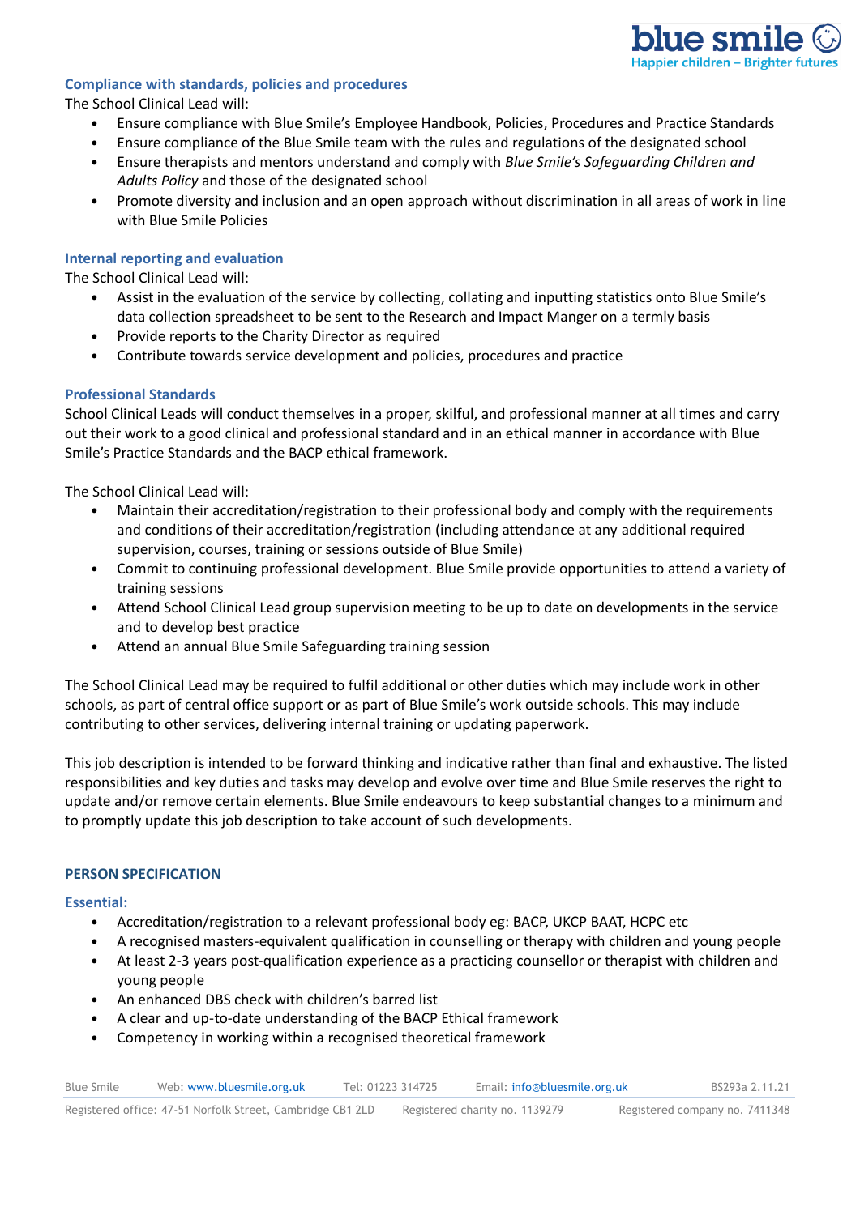### Compliance with standards, policies and procedures

The School Clinical Lead will:

- Ensure compliance with Blue Smile's Employee Handbook, Policies, Procedures and Practice Standards
- Ensure compliance of the Blue Smile team with the rules and regulations of the designated school
- Ensure therapists and mentors understand and comply with *Blue Smile's Safeguarding Children and Adults Policy* and those of the designated school
- Promote diversity and inclusion and an open approach without discrimination in all areas of work in line with Blue Smile Policies

### Internal reporting and evaluation

The School Clinical Lead will:

- Assist in the evaluation of the service by collecting, collating and inputting statistics onto Blue Smile's data collection spreadsheet to be sent to the Research and Impact Manger on a termly basis
- Provide reports to the Charity Director as required
- Contribute towards service development and policies, procedures and practice

### Professional Standards

School Clinical Leads will conduct themselves in a proper, skilful, and professional manner at all times and carry out their work to a good clinical and professional standard and in an ethical manner in accordance with Blue Smile's Practice Standards and the BACP ethical framework.

The School Clinical Lead will:

- Maintain their accreditation/registration to their professional body and comply with the requirements and conditions of their accreditation/registration (including attendance at any additional required supervision, courses, training or sessions outside of Blue Smile)
- Commit to continuing professional development. Blue Smile provide opportunities to attend a variety of training sessions
- Attend School Clinical Lead group supervision meeting to be up to date on developments in the service and to develop best practice
- Attend an annual Blue Smile Safeguarding training session

The School Clinical Lead may be required to fulfil additional or other duties which may include work in other schools, as part of central office support or as part of Blue Smile's work outside schools. This may include contributing to other services, delivering internal training or updating paperwork.

This job description is intended to be forward thinking and indicative rather than final and exhaustive. The listed responsibilities and key duties and tasks may develop and evolve over time and Blue Smile reserves the right to update and/or remove certain elements. Blue Smile endeavours to keep substantial changes to a minimum and to promptly update this job description to take account of such developments.

## PERSON SPECIFICATION

### Essential:

- Accreditation/registration to a relevant professional body eg: BACP, UKCP BAAT, HCPC etc
- A recognised masters-equivalent qualification in counselling or therapy with children and young people
- At least 2-3 years post-qualification experience as a practicing counsellor or therapist with children and young people
- An enhanced DBS check with children's barred list
- A clear and up-to-date understanding of the BACP Ethical framework
- Competency in working within a recognised theoretical framework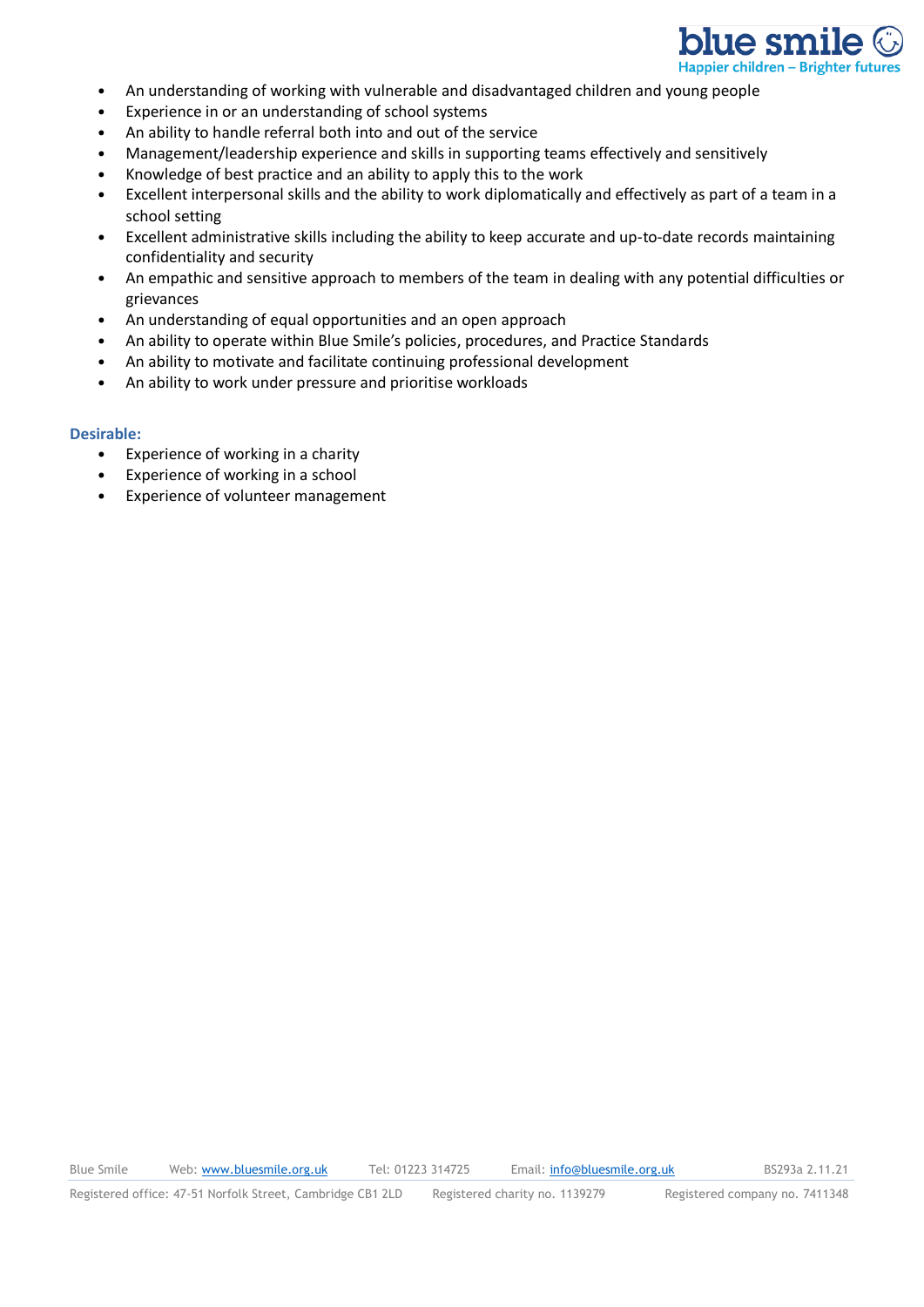- An understanding of working with vulnerable and disadvantaged children and young people
- Experience in or an understanding of school systems
- An ability to handle referral both into and out of the service
- Management/leadership experience and skills in supporting teams effectively and sensitively
- Knowledge of best practice and an ability to apply this to the work
- Excellent interpersonal skills and the ability to work diplomatically and effectively as part of a team in a school setting
- Excellent administrative skills including the ability to keep accurate and up-to-date records maintaining confidentiality and security
- An empathic and sensitive approach to members of the team in dealing with any potential difficulties or grievances
- An understanding of equal opportunities and an open approach
- An ability to operate within Blue Smile's policies, procedures, and Practice Standards
- An ability to motivate and facilitate continuing professional development
- An ability to work under pressure and prioritise workloads

**Desirable:**

- Experience of working in a charity
- Experience of working in a school
- Experience of volunteer management